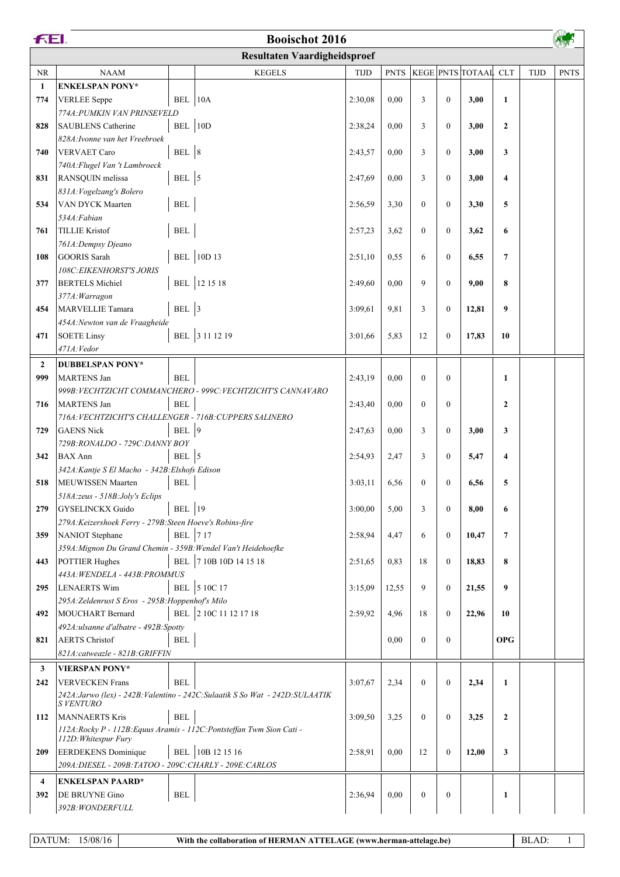# Booischot 2016

## Resultaten Vaardigheidsproef

| NR | NAAM | | KEGELS | TIJD | PNTS | KEGE | PNTS | TOTAAL | CLT | TIJD | PNTS |
|---|---|---|---|---|---|---|---|---|---|---|---|
| **1** | **ENKELSPAN PONY*** | | | | | | | | | | |
| **774** | VERLEE Seppe | BEL | 10A | 2:30,08 | 0,00 | 3 | 0 | **3,00** | **1** | | |
| | *774A:PUMKIN VAN PRINSEVELD* | | | | | | | | | | |
| **828** | SAUBLENS Catherine | BEL | 10D | 2:38,24 | 0,00 | 3 | 0 | **3,00** | **2** | | |
| | *828A:Ivonne van het Vreebroek* | | | | | | | | | | |
| **740** | VERVAET Caro | BEL | 8 | 2:43,57 | 0,00 | 3 | 0 | **3,00** | **3** | | |
| | *740A:Flugel Van 't Lambroeck* | | | | | | | | | | |
| **831** | RANSQUIN melissa | BEL | 5 | 2:47,69 | 0,00 | 3 | 0 | **3,00** | **4** | | |
| | *831A:Vogelzang's Bolero* | | | | | | | | | | |
| **534** | VAN DYCK Maarten | BEL | | 2:56,59 | 3,30 | 0 | 0 | **3,30** | **5** | | |
| | *534A:Fabian* | | | | | | | | | | |
| **761** | TILLIE Kristof | BEL | | 2:57,23 | 3,62 | 0 | 0 | **3,62** | **6** | | |
| | *761A:Dempsy Djeano* | | | | | | | | | | |
| **108** | GOORIS Sarah | BEL | 10D 13 | 2:51,10 | 0,55 | 6 | 0 | **6,55** | **7** | | |
| | *108C:EIKENHORST'S JORIS* | | | | | | | | | | |
| **377** | BERTELS Michiel | BEL | 12 15 18 | 2:49,60 | 0,00 | 9 | 0 | **9,00** | **8** | | |
| | *377A:Warragon* | | | | | | | | | | |
| **454** | MARVELLIE Tamara | BEL | 3 | 3:09,61 | 9,81 | 3 | 0 | **12,81** | **9** | | |
| | *454A:Newton van de Vraagheide* | | | | | | | | | | |
| **471** | SOETE Linsy | BEL | 3 11 12 19 | 3:01,66 | 5,83 | 12 | 0 | **17,83** | **10** | | |
| | *471A:Vedor* | | | | | | | | | | |
| **2** | **DUBBELSPAN PONY*** | | | | | | | | | | |
| **999** | MARTENS Jan | BEL | | 2:43,19 | 0,00 | 0 | 0 | | **1** | | |
| | *999B:VECHTZICHT COMMANCHERO - 999C:VECHTZICHT'S CANNAVARO* | | | | | | | | | | |
| **716** | MARTENS Jan | BEL | | 2:43,40 | 0,00 | 0 | 0 | | **2** | | |
| | *716A:VECHTZICHT'S CHALLENGER - 716B:CUPPERS SALINERO* | | | | | | | | | | |
| **729** | GAENS Nick | BEL | 9 | 2:47,63 | 0,00 | 3 | 0 | **3,00** | **3** | | |
| | *729B:RONALDO - 729C:DANNY BOY* | | | | | | | | | | |
| **342** | BAX Ann | BEL | 5 | 2:54,93 | 2,47 | 3 | 0 | **5,47** | **4** | | |
| | *342A:Kantje S El Macho - 342B:Elshofs Edison* | | | | | | | | | | |
| **518** | MEUWISSEN Maarten | BEL | | 3:03,11 | 6,56 | 0 | 0 | **6,56** | **5** | | |
| | *518A:zeus - 518B:Joly's Eclips* | | | | | | | | | | |
| **279** | GYSELINCKX Guido | BEL | 19 | 3:00,00 | 5,00 | 3 | 0 | **8,00** | **6** | | |
| | *279A:Keizershoek Ferry - 279B:Steen Hoeve's Robins-fire* | | | | | | | | | | |
| **359** | NANIOT Stephane | BEL | 7 17 | 2:58,94 | 4,47 | 6 | 0 | **10,47** | **7** | | |
| | *359A:Mignon Du Grand Chemin - 359B:Wendel Van't Heidehoefke* | | | | | | | | | | |
| **443** | POTTIER Hughes | BEL | 7 10B 10D 14 15 18 | 2:51,65 | 0,83 | 18 | 0 | **18,83** | **8** | | |
| | *443A:WENDELA - 443B:PROMMUS* | | | | | | | | | | |
| **295** | LENAERTS Wim | BEL | 5 10C 17 | 3:15,09 | 12,55 | 9 | 0 | **21,55** | **9** | | |
| | *295A:Zeldenrust S Eros - 295B:Hoppenhof's Milo* | | | | | | | | | | |
| **492** | MOUCHART Bernard | BEL | 2 10C 11 12 17 18 | 2:59,92 | 4,96 | 18 | 0 | **22,96** | **10** | | |
| | *492A:ulsanne d'albatre - 492B:Spotty* | | | | | | | | | | |
| **821** | AERTS Christof | BEL | | | 0,00 | 0 | 0 | | **OPG** | | |
| | *821A:catweazle - 821B:GRIFFIN* | | | | | | | | | | |
| **3** | **VIERSPAN PONY*** | | | | | | | | | | |
| **242** | VERVECKEN Frans | BEL | | 3:07,67 | 2,34 | 0 | 0 | **2,34** | **1** | | |
| | *242A:Jarwo (lex) - 242B:Valentino - 242C:Sulaatik S So Wat - 242D:SULAATIK S VENTURO* | | | | | | | | | | |
| **112** | MANNAERTS Kris | BEL | | 3:09,50 | 3,25 | 0 | 0 | **3,25** | **2** | | |
| | *112A:Rocky P - 112B:Equus Aramis - 112C:Pontsteffan Twm Sion Cati - 112D:Whitespur Fury* | | | | | | | | | | |
| **209** | EERDEKENS Dominique | BEL | 10B 12 15 16 | 2:58,91 | 0,00 | 12 | 0 | **12,00** | **3** | | |
| | *209A:DIESEL - 209B:TATOO - 209C:CHARLY - 209E:CARLOS* | | | | | | | | | | |
| **4** | **ENKELSPAN PAARD*** | | | | | | | | | | |
| **392** | DE BRUYNE Gino | BEL | | 2:36,94 | 0,00 | 0 | 0 | | **1** | | |
| | *392B:WONDERFULL* | | | | | | | | | | |

DATUM: 15/08/16 | With the collaboration of HERMAN ATTELAGE (www.herman-attelage.be)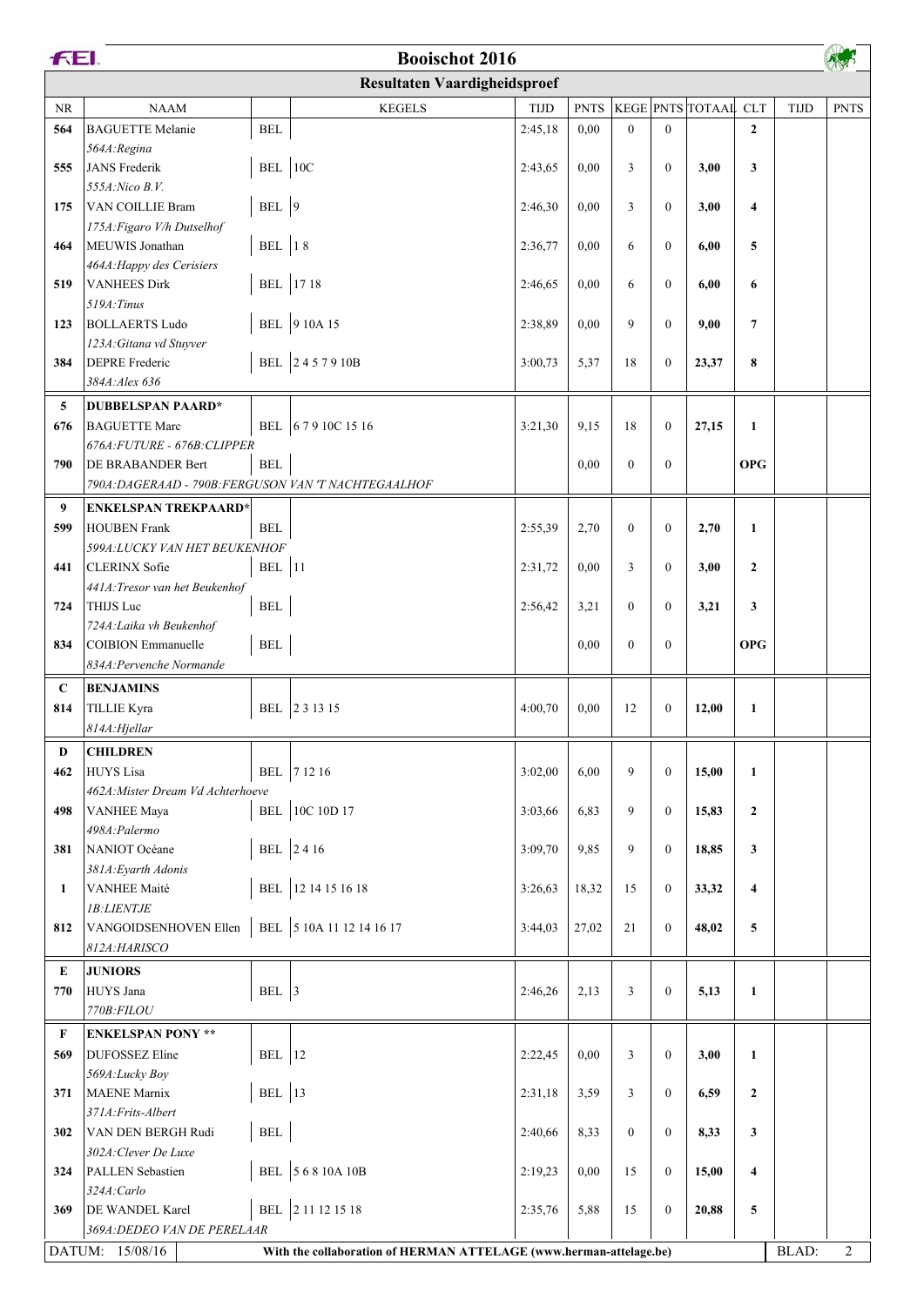# Booischot 2016

## Resultaten Vaardigheidsproef

| NR | NAAM | | KEGELS | TIJD | PNTS | KEGE | PNTS | TOTAAL | CLT | TIJD | PNTS |
|---|---|---|---|---|---|---|---|---|---|---|---|
| 564 | BAGUETTE Melanie | BEL | | 2:45,18 | 0,00 | 0 | 0 | | 2 | | |
| | *564A:Regina* | | | | | | | | | | |
| 555 | JANS Frederik | BEL | 10C | 2:43,65 | 0,00 | 3 | 0 | 3,00 | 3 | | |
| | *555A:Nico B.V.* | | | | | | | | | | |
| 175 | VAN COILLIE Bram | BEL | 9 | 2:46,30 | 0,00 | 3 | 0 | 3,00 | 4 | | |
| | *175A:Figaro V/h Dutselhof* | | | | | | | | | | |
| 464 | MEUWIS Jonathan | BEL | 1 8 | 2:36,77 | 0,00 | 6 | 0 | 6,00 | 5 | | |
| | *464A:Happy des Cerisiers* | | | | | | | | | | |
| 519 | VANHEES Dirk | BEL | 17 18 | 2:46,65 | 0,00 | 6 | 0 | 6,00 | 6 | | |
| | *519A:Tinus* | | | | | | | | | | |
| 123 | BOLLAERTS Ludo | BEL | 9 10A 15 | 2:38,89 | 0,00 | 9 | 0 | 9,00 | 7 | | |
| | *123A:Gitana vd Stuyver* | | | | | | | | | | |
| 384 | DEPRE Frederic | BEL | 2 4 5 7 9 10B | 3:00,73 | 5,37 | 18 | 0 | 23,37 | 8 | | |
| | *384A:Alex 636* | | | | | | | | | | |
| **5** | **DUBBELSPAN PAARD*** | | | | | | | | | | |
| 676 | BAGUETTE Marc | BEL | 6 7 9 10C 15 16 | 3:21,30 | 9,15 | 18 | 0 | 27,15 | 1 | | |
| | *676A:FUTURE - 676B:CLIPPER* | | | | | | | | | | |
| 790 | DE BRABANDER Bert | BEL | | | 0,00 | 0 | 0 | | OPG | | |
| | *790A:DAGERAAD - 790B:FERGUSON VAN 'T NACHTEGAALHOF* | | | | | | | | | | |
| **9** | **ENKELSPAN TREKPAARD*** | | | | | | | | | | |
| 599 | HOUBEN Frank | BEL | | 2:55,39 | 2,70 | 0 | 0 | 2,70 | 1 | | |
| | *599A:LUCKY VAN HET BEUKENHOF* | | | | | | | | | | |
| 441 | CLERINX Sofie | BEL | 11 | 2:31,72 | 0,00 | 3 | 0 | 3,00 | 2 | | |
| | *441A:Tresor van het Beukenhof* | | | | | | | | | | |
| 724 | THIJS Luc | BEL | | 2:56,42 | 3,21 | 0 | 0 | 3,21 | 3 | | |
| | *724A:Laika vh Beukenhof* | | | | | | | | | | |
| 834 | COIBION Emmanuelle | BEL | | | 0,00 | 0 | 0 | | OPG | | |
| | *834A:Pervenche Normande* | | | | | | | | | | |
| **C** | **BENJAMINS** | | | | | | | | | | |
| 814 | TILLIE Kyra | BEL | 2 3 13 15 | 4:00,70 | 0,00 | 12 | 0 | 12,00 | 1 | | |
| | *814A:Hjellar* | | | | | | | | | | |
| **D** | **CHILDREN** | | | | | | | | | | |
| 462 | HUYS Lisa | BEL | 7 12 16 | 3:02,00 | 6,00 | 9 | 0 | 15,00 | 1 | | |
| | *462A:Mister Dream Vd Achterhoeve* | | | | | | | | | | |
| 498 | VANHEE Maya | BEL | 10C 10D 17 | 3:03,66 | 6,83 | 9 | 0 | 15,83 | 2 | | |
| | *498A:Palermo* | | | | | | | | | | |
| 381 | NANIOT Océane | BEL | 2 4 16 | 3:09,70 | 9,85 | 9 | 0 | 18,85 | 3 | | |
| | *381A:Eyarth Adonis* | | | | | | | | | | |
| 1 | VANHEE Maité | BEL | 12 14 15 16 18 | 3:26,63 | 18,32 | 15 | 0 | 33,32 | 4 | | |
| | *1B:LIENTJE* | | | | | | | | | | |
| 812 | VANGOIDSENHOVEN Ellen | BEL | 5 10A 11 12 14 16 17 | 3:44,03 | 27,02 | 21 | 0 | 48,02 | 5 | | |
| | *812A:HARISCO* | | | | | | | | | | |
| **E** | **JUNIORS** | | | | | | | | | | |
| 770 | HUYS Jana | BEL | 3 | 2:46,26 | 2,13 | 3 | 0 | 5,13 | 1 | | |
| | *770B:FILOU* | | | | | | | | | | |
| **F** | **ENKELSPAN PONY **** | | | | | | | | | | |
| 569 | DUFOSSEZ Eline | BEL | 12 | 2:22,45 | 0,00 | 3 | 0 | 3,00 | 1 | | |
| | *569A:Lucky Boy* | | | | | | | | | | |
| 371 | MAENE Marnix | BEL | 13 | 2:31,18 | 3,59 | 3 | 0 | 6,59 | 2 | | |
| | *371A:Frits-Albert* | | | | | | | | | | |
| 302 | VAN DEN BERGH Rudi | BEL | | 2:40,66 | 8,33 | 0 | 0 | 8,33 | 3 | | |
| | *302A:Clever De Luxe* | | | | | | | | | | |
| 324 | PALLEN Sebastien | BEL | 5 6 8 10A 10B | 2:19,23 | 0,00 | 15 | 0 | 15,00 | 4 | | |
| | *324A:Carlo* | | | | | | | | | | |
| 369 | DE WANDEL Karel | BEL | 2 11 12 15 18 | 2:35,76 | 5,88 | 15 | 0 | 20,88 | 5 | | |
| | *369A:DEDEO VAN DE PERELAAR* | | | | | | | | | | |

DATUM: 15/08/16 — With the collaboration of HERMAN ATTELAGE (www.herman-attelage.be) — BLAD: 2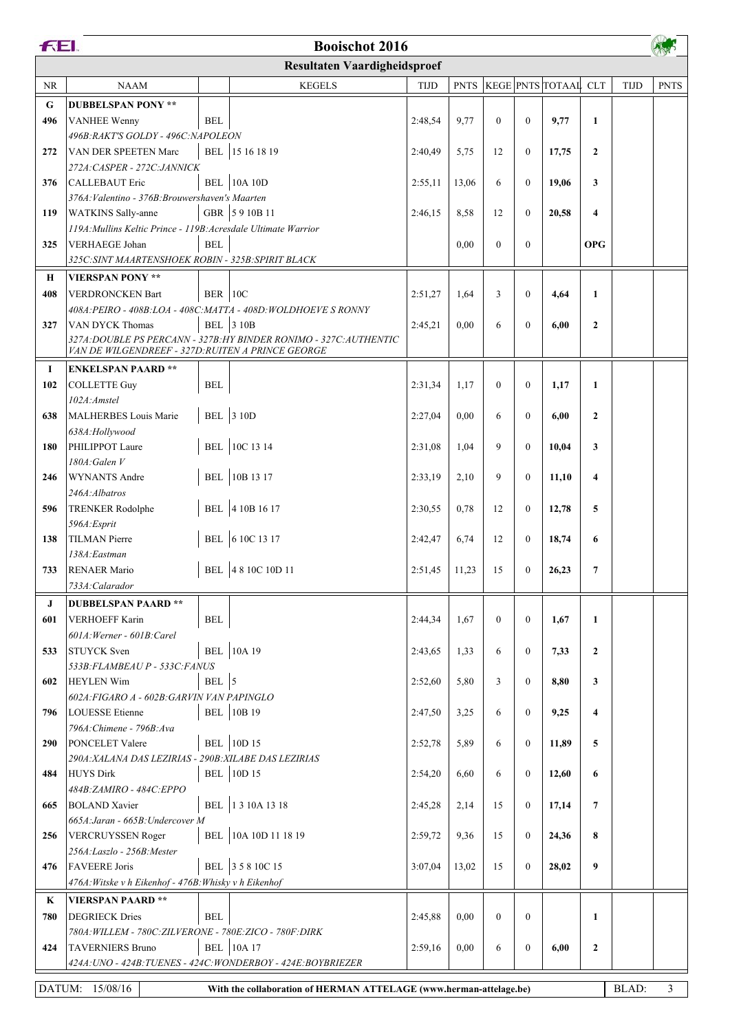# Booischot 2016

## Resultaten Vaardigheidsproef

| NR | NAAM | | KEGELS | TIJD | PNTS | KEGE | PNTS | TOTAAL | CLT | TIJD | PNTS |
|---|---|---|---|---|---|---|---|---|---|---|---|
| **G** | **DUBBELSPAN PONY \*\*** | | | | | | | | | | |
| 496 | VANHEE Wenny | BEL | | 2:48,54 | 9,77 | 0 | 0 | **9,77** | **1** | | |
| | *496B:RAKT'S GOLDY - 496C:NAPOLEON* | | | | | | | | | | |
| 272 | VAN DER SPEETEN Marc | BEL | 15 16 18 19 | 2:40,49 | 5,75 | 12 | 0 | **17,75** | **2** | | |
| | *272A:CASPER - 272C:JANNICK* | | | | | | | | | | |
| 376 | CALLEBAUT Eric | BEL | 10A 10D | 2:55,11 | 13,06 | 6 | 0 | **19,06** | **3** | | |
| | *376A:Valentino - 376B:Brouwershaven's Maarten* | | | | | | | | | | |
| 119 | WATKINS Sally-anne | GBR | 5 9 10B 11 | 2:46,15 | 8,58 | 12 | 0 | **20,58** | **4** | | |
| | *119A:Mullins Keltic Prince - 119B:Acresdale Ultimate Warrior* | | | | | | | | | | |
| 325 | VERHAEGE Johan | BEL | | | 0,00 | 0 | 0 | | **OPG** | | |
| | *325C:SINT MAARTENSHOEK ROBIN - 325B:SPIRIT BLACK* | | | | | | | | | | |
| **H** | **VIERSPAN PONY \*\*** | | | | | | | | | | |
| 408 | VERDRONCKEN Bart | BER | 10C | 2:51,27 | 1,64 | 3 | 0 | **4,64** | **1** | | |
| | *408A:PEIRO - 408B:LOA - 408C:MATTA - 408D:WOLDHOEVE S RONNY* | | | | | | | | | | |
| 327 | VAN DYCK Thomas | BEL | 3 10B | 2:45,21 | 0,00 | 6 | 0 | **6,00** | **2** | | |
| | *327A:DOUBLE PS PERCANN - 327B:HY BINDER RONIMO - 327C:AUTHENTIC VAN DE WILGENDREEF - 327D:RUITEN A PRINCE GEORGE* | | | | | | | | | | |
| **I** | **ENKELSPAN PAARD \*\*** | | | | | | | | | | |
| 102 | COLLETTE Guy | BEL | | 2:31,34 | 1,17 | 0 | 0 | **1,17** | **1** | | |
| | *102A:Amstel* | | | | | | | | | | |
| 638 | MALHERBES Louis Marie | BEL | 3 10D | 2:27,04 | 0,00 | 6 | 0 | **6,00** | **2** | | |
| | *638A:Hollywood* | | | | | | | | | | |
| 180 | PHILIPPOT Laure | BEL | 10C 13 14 | 2:31,08 | 1,04 | 9 | 0 | **10,04** | **3** | | |
| | *180A:Galen V* | | | | | | | | | | |
| 246 | WYNANTS Andre | BEL | 10B 13 17 | 2:33,19 | 2,10 | 9 | 0 | **11,10** | **4** | | |
| | *246A:Albatros* | | | | | | | | | | |
| 596 | TRENKER Rodolphe | BEL | 4 10B 16 17 | 2:30,55 | 0,78 | 12 | 0 | **12,78** | **5** | | |
| | *596A:Esprit* | | | | | | | | | | |
| 138 | TILMAN Pierre | BEL | 6 10C 13 17 | 2:42,47 | 6,74 | 12 | 0 | **18,74** | **6** | | |
| | *138A:Eastman* | | | | | | | | | | |
| 733 | RENAER Mario | BEL | 4 8 10C 10D 11 | 2:51,45 | 11,23 | 15 | 0 | **26,23** | **7** | | |
| | *733A:Calarador* | | | | | | | | | | |
| **J** | **DUBBELSPAN PAARD \*\*** | | | | | | | | | | |
| 601 | VERHOEFF Karin | BEL | | 2:44,34 | 1,67 | 0 | 0 | **1,67** | **1** | | |
| | *601A:Werner - 601B:Carel* | | | | | | | | | | |
| 533 | STUYCK Sven | BEL | 10A 19 | 2:43,65 | 1,33 | 6 | 0 | **7,33** | **2** | | |
| | *533B:FLAMBEAU P - 533C:FANUS* | | | | | | | | | | |
| 602 | HEYLEN Wim | BEL | 5 | 2:52,60 | 5,80 | 3 | 0 | **8,80** | **3** | | |
| | *602A:FIGARO A - 602B:GARVIN VAN PAPINGLO* | | | | | | | | | | |
| 796 | LOUESSE Etienne | BEL | 10B 19 | 2:47,50 | 3,25 | 6 | 0 | **9,25** | **4** | | |
| | *796A:Chimene - 796B:Ava* | | | | | | | | | | |
| 290 | PONCELET Valere | BEL | 10D 15 | 2:52,78 | 5,89 | 6 | 0 | **11,89** | **5** | | |
| | *290A:XALANA DAS LEZIRIAS - 290B:XILABE DAS LEZIRIAS* | | | | | | | | | | |
| 484 | HUYS Dirk | BEL | 10D 15 | 2:54,20 | 6,60 | 6 | 0 | **12,60** | **6** | | |
| | *484B:ZAMIRO - 484C:EPPO* | | | | | | | | | | |
| 665 | BOLAND Xavier | BEL | 1 3 10A 13 18 | 2:45,28 | 2,14 | 15 | 0 | **17,14** | **7** | | |
| | *665A:Jaran - 665B:Undercover M* | | | | | | | | | | |
| 256 | VERCRUYSSEN Roger | BEL | 10A 10D 11 18 19 | 2:59,72 | 9,36 | 15 | 0 | **24,36** | **8** | | |
| | *256A:Laszlo - 256B:Mester* | | | | | | | | | | |
| 476 | FAVEERE Joris | BEL | 3 5 8 10C 15 | 3:07,04 | 13,02 | 15 | 0 | **28,02** | **9** | | |
| | *476A:Witske v h Eikenhof - 476B:Whisky v h Eikenhof* | | | | | | | | | | |
| **K** | **VIERSPAN PAARD \*\*** | | | | | | | | | | |
| 780 | DEGRIECK Dries | BEL | | 2:45,88 | 0,00 | 0 | 0 | | **1** | | |
| | *780A:WILLEM - 780C:ZILVERONE - 780E:ZICO - 780F:DIRK* | | | | | | | | | | |
| 424 | TAVERNIERS Bruno | BEL | 10A 17 | 2:59,16 | 0,00 | 6 | 0 | **6,00** | **2** | | |
| | *424A:UNO - 424B:TUENES - 424C:WONDERBOY - 424E:BOYBRIEZER* | | | | | | | | | | |

DATUM: 15/08/16 | With the collaboration of HERMAN ATTELAGE (www.herman-attelage.be)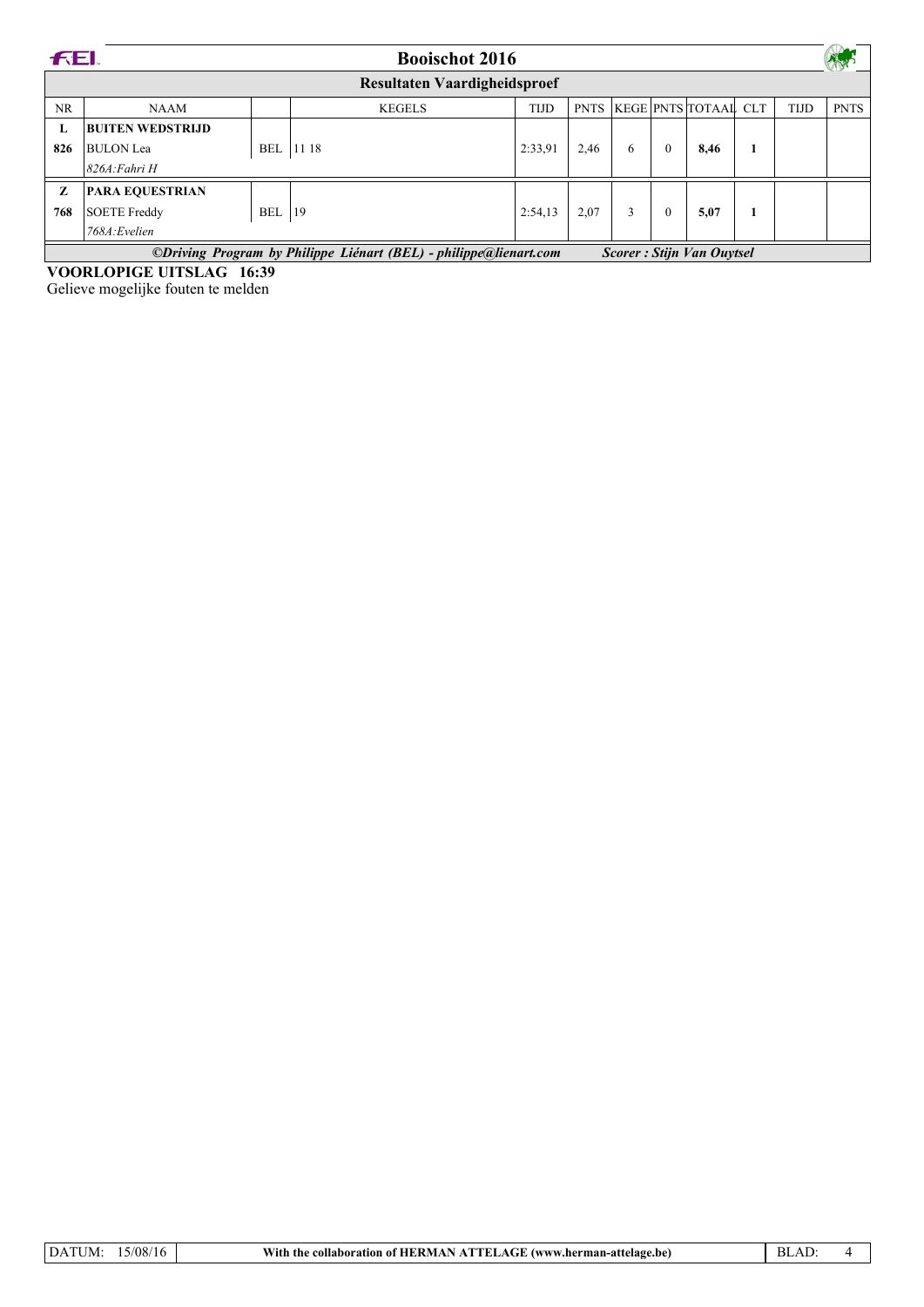# Booischot 2016

## Resultaten Vaardigheidsproef

| NR | NAAM | | KEGELS | TIJD | PNTS | KEGE | PNTS | TOTAAL | CLT | TIJD | PNTS |
|---|---|---|---|---|---|---|---|---|---|---|---|
| **L** | **BUITEN WEDSTRIJD** | | | | | | | | | | |
| **826** | BULON Lea | BEL | 11 18 | 2:33,91 | 2,46 | 6 | 0 | **8,46** | **1** | | |
| | *826A:Fahri H* | | | | | | | | | | |
| **Z** | **PARA EQUESTRIAN** | | | | | | | | | | |
| **768** | SOETE Freddy | BEL | 19 | 2:54,13 | 2,07 | 3 | 0 | **5,07** | **1** | | |
| | *768A:Evelien* | | | | | | | | | | |

***©Driving Program by Philippe Liénart (BEL) - philippe@lienart.com*** ***Scorer : Stijn Van Ouytsel***

**VOORLOPIGE UITSLAG 16:39**

Gelieve mogelijke fouten te melden

DATUM: 15/08/16 **With the collaboration of HERMAN ATTELAGE (www.herman-attelage.be)**